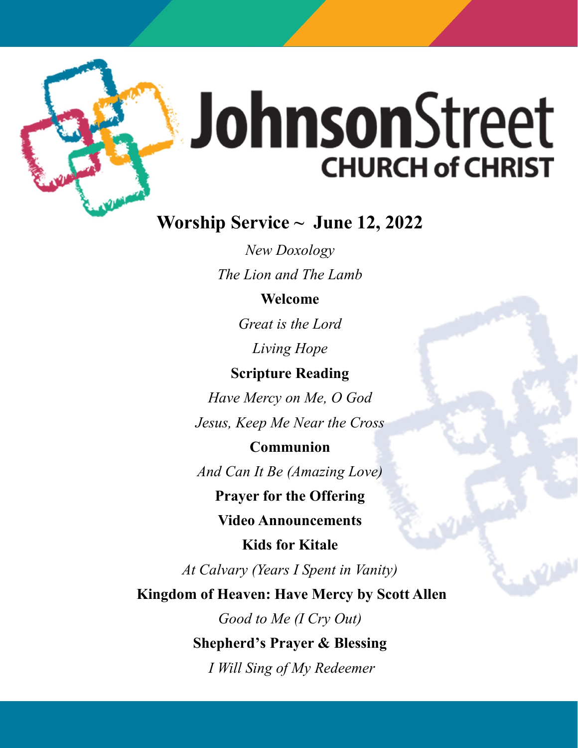# JohnsonStreet
## CHURCH of CHRIST

## Worship Service ~ June 12, 2022

*New Doxology*

*The Lion and The Lamb*

**Welcome**

*Great is the Lord*

*Living Hope*

**Scripture Reading**

*Have Mercy on Me, O God*

*Jesus, Keep Me Near the Cross*

**Communion**

*And Can It Be (Amazing Love)*

**Prayer for the Offering**

**Video Announcements**

**Kids for Kitale**

*At Calvary (Years I Spent in Vanity)*

**Kingdom of Heaven: Have Mercy by Scott Allen**

*Good to Me (I Cry Out)*

**Shepherd's Prayer & Blessing**

*I Will Sing of My Redeemer*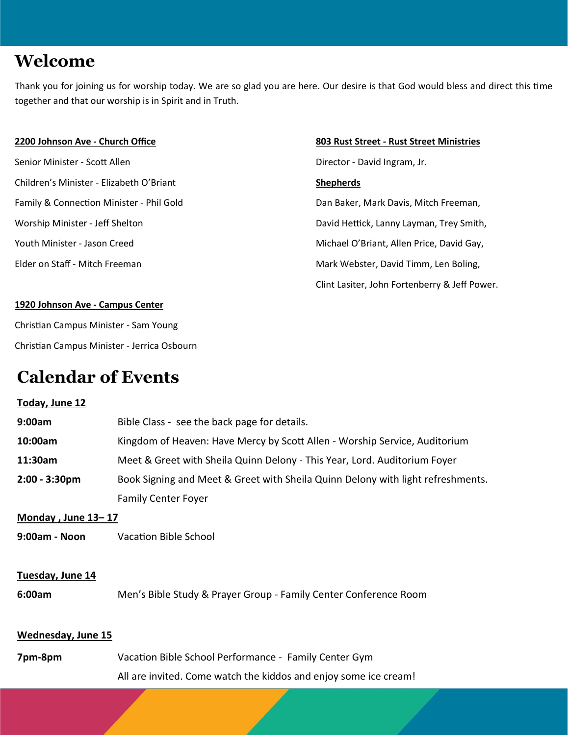# Welcome

Thank you for joining us for worship today. We are so glad you are here. Our desire is that God would bless and direct this time together and that our worship is in Spirit and in Truth.

**2200 Johnson Ave - Church Office**

Senior Minister - Scott Allen

Children's Minister - Elizabeth O'Briant

Family & Connection Minister - Phil Gold

Worship Minister - Jeff Shelton

Youth Minister - Jason Creed

Elder on Staff - Mitch Freeman

**1920 Johnson Ave - Campus Center**

Christian Campus Minister - Sam Young

Christian Campus Minister - Jerrica Osbourn

**803 Rust Street - Rust Street Ministries**

Director - David Ingram, Jr.

**Shepherds**

Dan Baker, Mark Davis, Mitch Freeman, David Hettick, Lanny Layman, Trey Smith, Michael O'Briant, Allen Price, David Gay, Mark Webster, David Timm, Len Boling, Clint Lasiter, John Fortenberry & Jeff Power.

# Calendar of Events

**Today, June 12**

**9:00am** Bible Class - see the back page for details.

**10:00am** Kingdom of Heaven: Have Mercy by Scott Allen - Worship Service, Auditorium

**11:30am** Meet & Greet with Sheila Quinn Delony - This Year, Lord. Auditorium Foyer

**2:00 - 3:30pm** Book Signing and Meet & Greet with Sheila Quinn Delony with light refreshments. Family Center Foyer

**Monday , June 13– 17**

**9:00am - Noon** Vacation Bible School

**Tuesday, June 14**

**6:00am** Men's Bible Study & Prayer Group - Family Center Conference Room

**Wednesday, June 15**

**7pm-8pm** Vacation Bible School Performance - Family Center Gym

All are invited. Come watch the kiddos and enjoy some ice cream!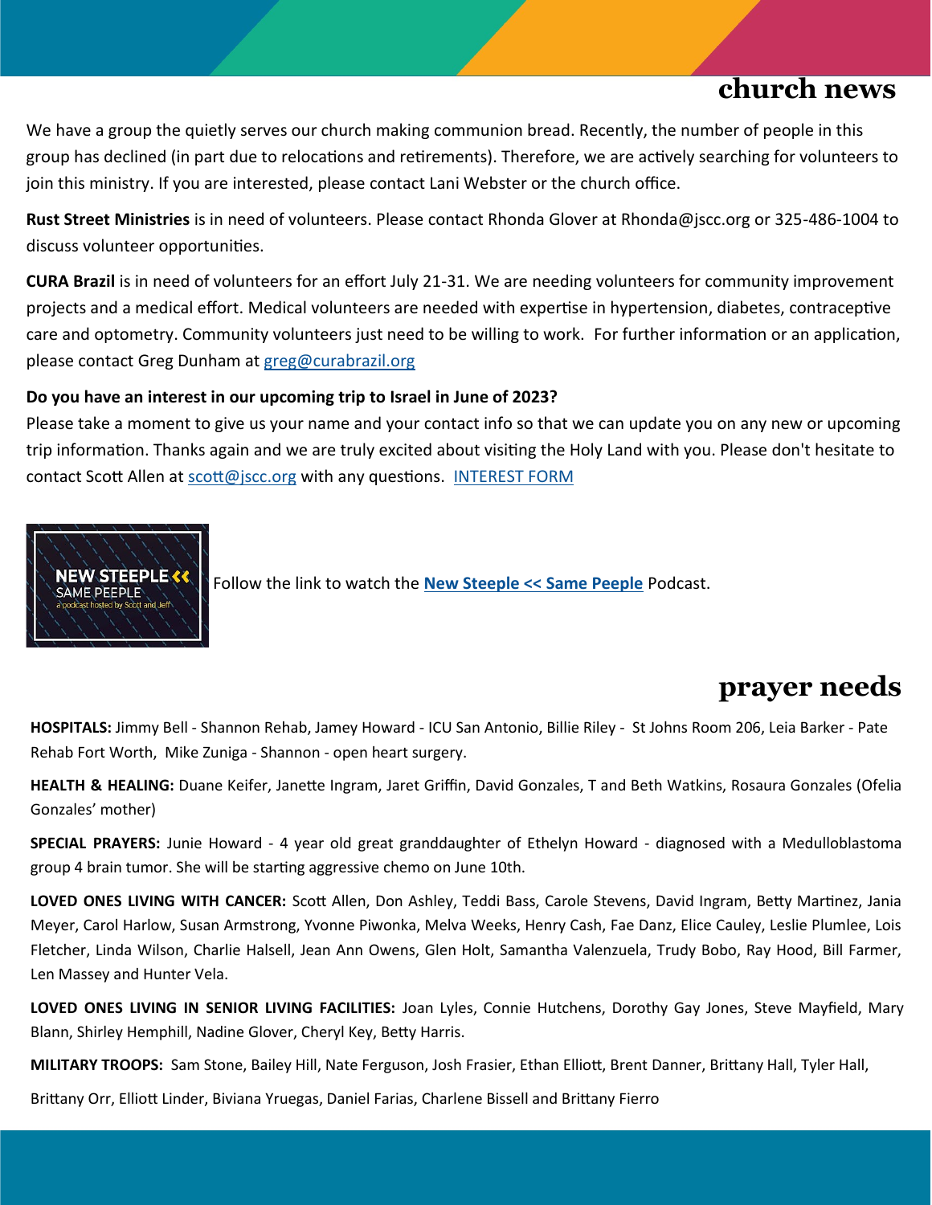## church news

We have a group the quietly serves our church making communion bread. Recently, the number of people in this group has declined (in part due to relocations and retirements). Therefore, we are actively searching for volunteers to join this ministry. If you are interested, please contact Lani Webster or the church office.

**Rust Street Ministries** is in need of volunteers. Please contact Rhonda Glover at Rhonda@jscc.org or 325-486-1004 to discuss volunteer opportunities.

**CURA Brazil** is in need of volunteers for an effort July 21-31. We are needing volunteers for community improvement projects and a medical effort. Medical volunteers are needed with expertise in hypertension, diabetes, contraceptive care and optometry. Community volunteers just need to be willing to work. For further information or an application, please contact Greg Dunham at greg@curabrazil.org

**Do you have an interest in our upcoming trip to Israel in June of 2023?**
Please take a moment to give us your name and your contact info so that we can update you on any new or upcoming trip information. Thanks again and we are truly excited about visiting the Holy Land with you. Please don't hesitate to contact Scott Allen at scott@jscc.org with any questions. INTEREST FORM

NEW STEEPLE << SAME PEEPLE
a podcast hosted by Scott and Jeff

Follow the link to watch the **New Steeple << Same Peeple** Podcast.

## prayer needs

**HOSPITALS:** Jimmy Bell - Shannon Rehab, Jamey Howard - ICU San Antonio, Billie Riley - St Johns Room 206, Leia Barker - Pate Rehab Fort Worth, Mike Zuniga - Shannon - open heart surgery.

**HEALTH & HEALING:** Duane Keifer, Janette Ingram, Jaret Griffin, David Gonzales, T and Beth Watkins, Rosaura Gonzales (Ofelia Gonzales' mother)

**SPECIAL PRAYERS:** Junie Howard - 4 year old great granddaughter of Ethelyn Howard - diagnosed with a Medulloblastoma group 4 brain tumor. She will be starting aggressive chemo on June 10th.

**LOVED ONES LIVING WITH CANCER:** Scott Allen, Don Ashley, Teddi Bass, Carole Stevens, David Ingram, Betty Martinez, Jania Meyer, Carol Harlow, Susan Armstrong, Yvonne Piwonka, Melva Weeks, Henry Cash, Fae Danz, Elice Cauley, Leslie Plumlee, Lois Fletcher, Linda Wilson, Charlie Halsell, Jean Ann Owens, Glen Holt, Samantha Valenzuela, Trudy Bobo, Ray Hood, Bill Farmer, Len Massey and Hunter Vela.

**LOVED ONES LIVING IN SENIOR LIVING FACILITIES:** Joan Lyles, Connie Hutchens, Dorothy Gay Jones, Steve Mayfield, Mary Blann, Shirley Hemphill, Nadine Glover, Cheryl Key, Betty Harris.

**MILITARY TROOPS:** Sam Stone, Bailey Hill, Nate Ferguson, Josh Frasier, Ethan Elliott, Brent Danner, Brittany Hall, Tyler Hall, Brittany Orr, Elliott Linder, Biviana Yruegas, Daniel Farias, Charlene Bissell and Brittany Fierro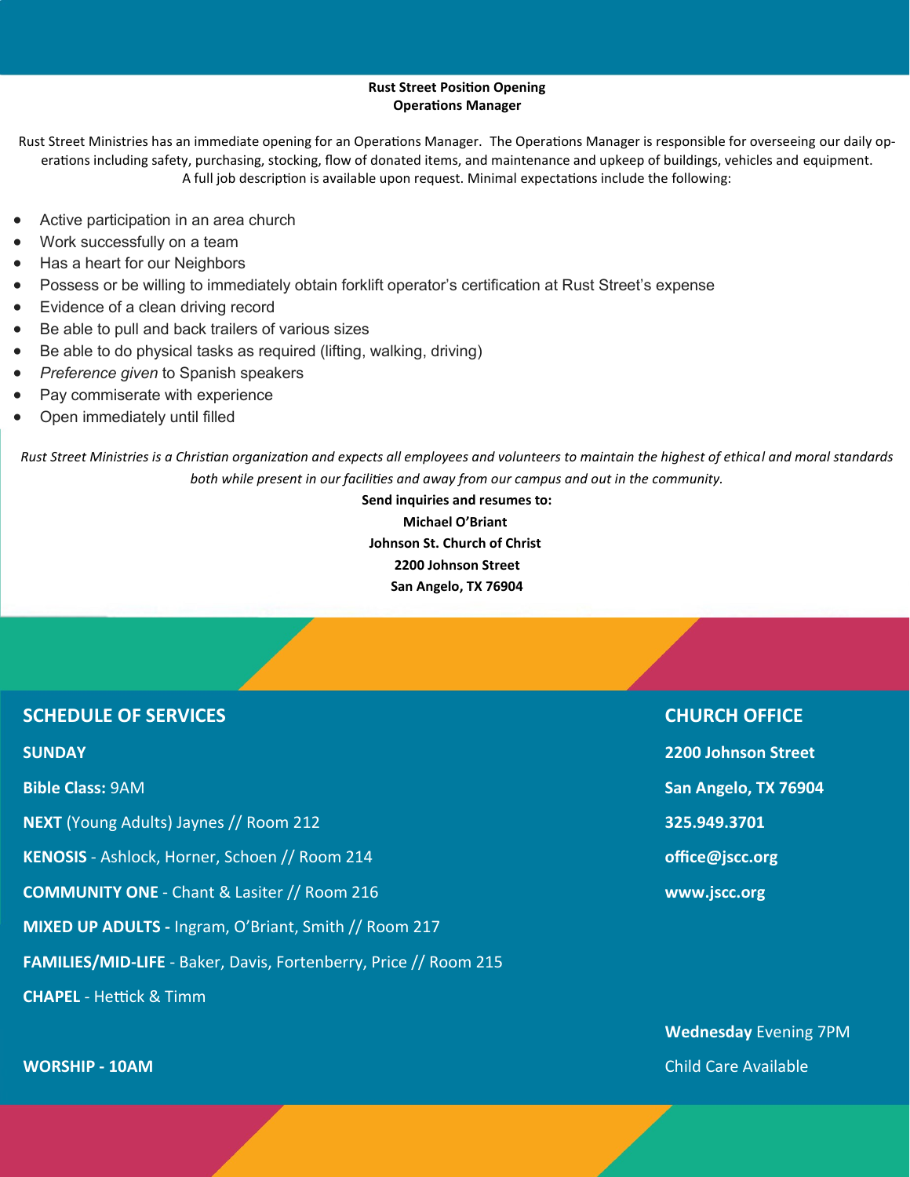**Rust Street Position Opening**
**Operations Manager**

Rust Street Ministries has an immediate opening for an Operations Manager. The Operations Manager is responsible for overseeing our daily operations including safety, purchasing, stocking, flow of donated items, and maintenance and upkeep of buildings, vehicles and equipment. A full job description is available upon request. Minimal expectations include the following:

- Active participation in an area church
- Work successfully on a team
- Has a heart for our Neighbors
- Possess or be willing to immediately obtain forklift operator's certification at Rust Street's expense
- Evidence of a clean driving record
- Be able to pull and back trailers of various sizes
- Be able to do physical tasks as required (lifting, walking, driving)
- *Preference given* to Spanish speakers
- Pay commiserate with experience
- Open immediately until filled

*Rust Street Ministries is a Christian organization and expects all employees and volunteers to maintain the highest of ethical and moral standards both while present in our facilities and away from our campus and out in the community.*

**Send inquiries and resumes to:**
**Michael O'Briant**
**Johnson St. Church of Christ**
**2200 Johnson Street**
**San Angelo, TX 76904**

## SCHEDULE OF SERVICES

**SUNDAY**

**Bible Class:** 9AM

**NEXT** (Young Adults) Jaynes // Room 212

**KENOSIS** - Ashlock, Horner, Schoen // Room 214

**COMMUNITY ONE** - Chant & Lasiter // Room 216

**MIXED UP ADULTS -** Ingram, O'Briant, Smith // Room 217

**FAMILIES/MID-LIFE** - Baker, Davis, Fortenberry, Price // Room 215

**CHAPEL** - Hettick & Timm

**WORSHIP - 10AM**

## CHURCH OFFICE

**2200 Johnson Street**

**San Angelo, TX 76904**

**325.949.3701**

**office@jscc.org**

**www.jscc.org**

**Wednesday** Evening 7PM

Child Care Available